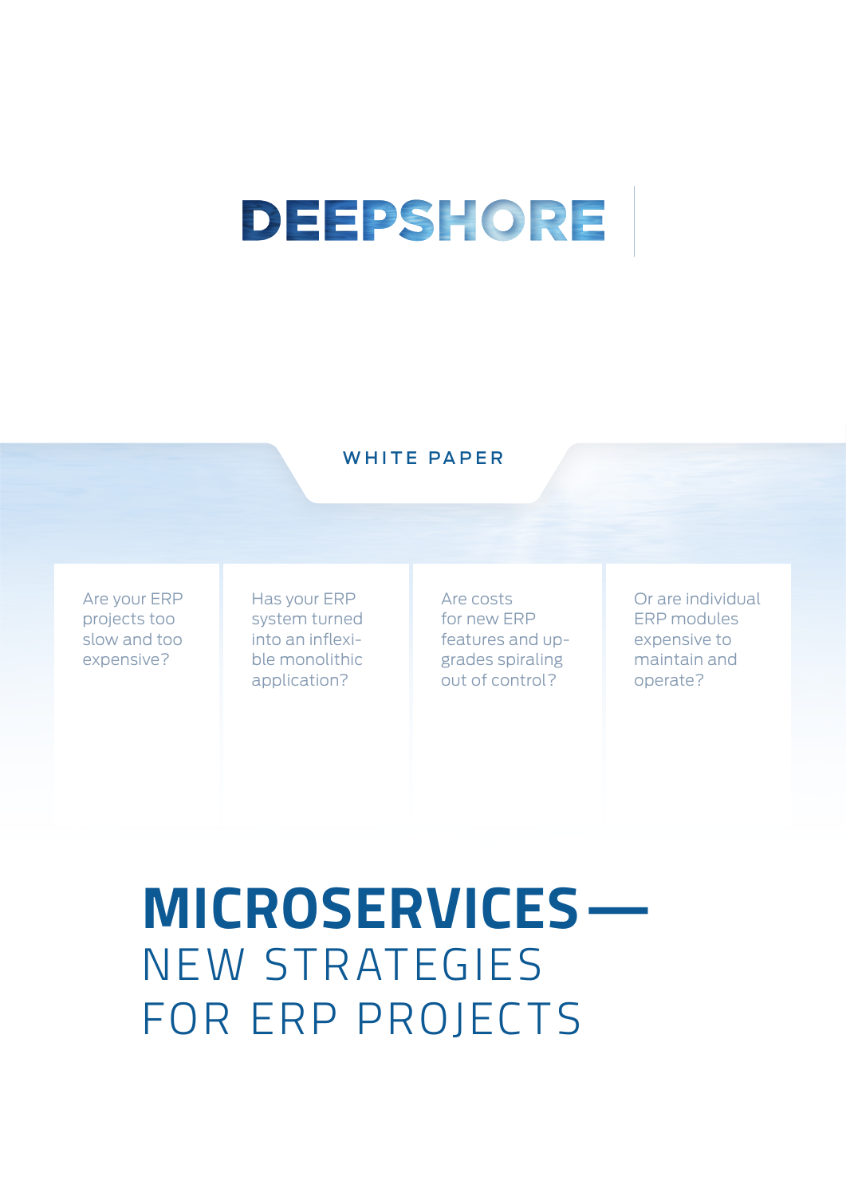DEEPSHORE

WHITE PAPER

Are your ERP projects too slow and too expensive?

Has your ERP system turned into an inflexible monolithic application?

Are costs for new ERP features and upgrades spiraling out of control?

Or are individual ERP modules expensive to maintain and operate?

# MICROSERVICES — NEW STRATEGIES FOR ERP PROJECTS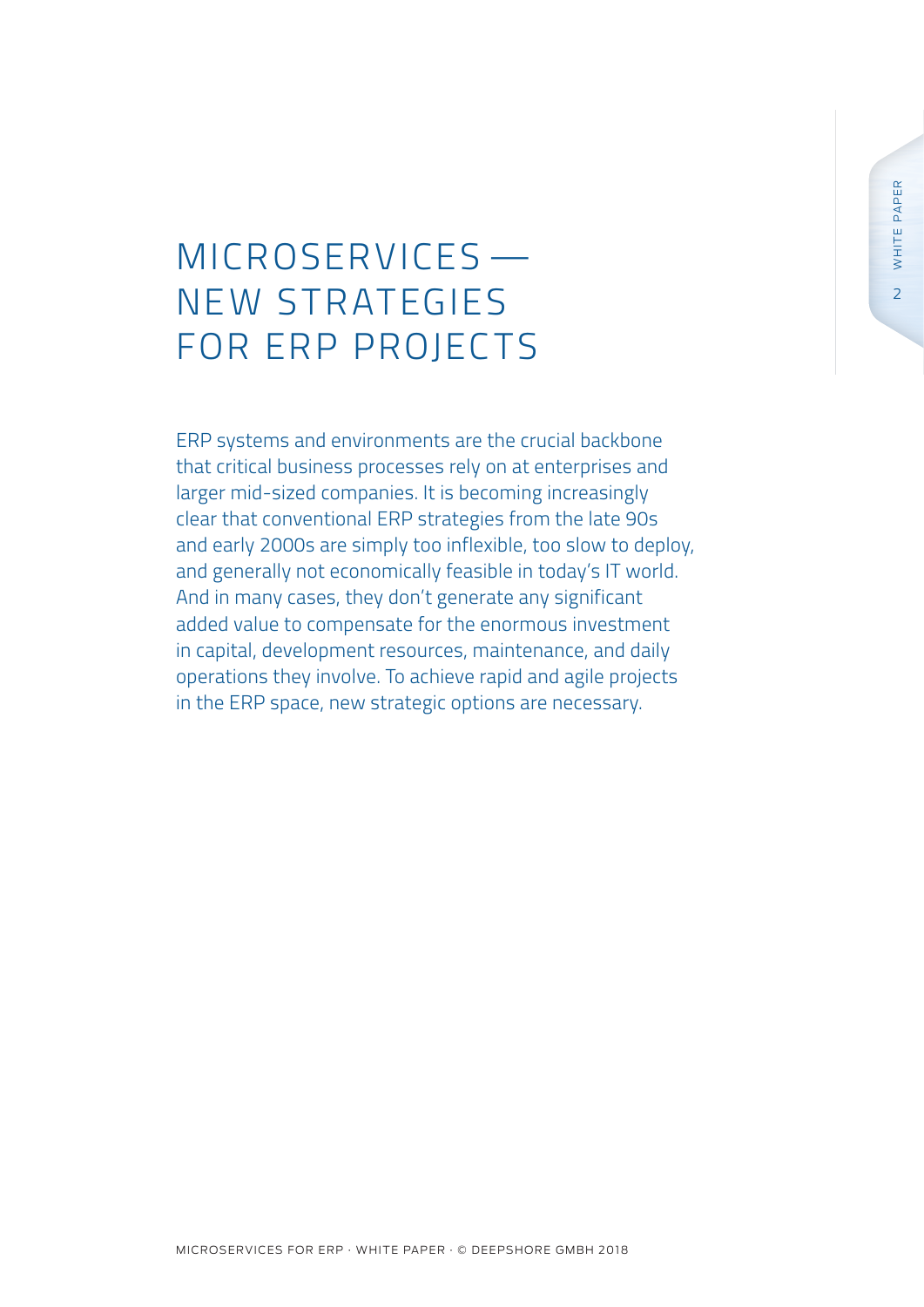# MICROSERVICES — NEW STRATEGIES FOR ERP PROJECTS

ERP systems and environments are the crucial backbone that critical business processes rely on at enterprises and larger mid-sized companies. It is becoming increasingly clear that conventional ERP strategies from the late 90s and early 2000s are simply too inflexible, too slow to deploy, and generally not economically feasible in today's IT world. And in many cases, they don't generate any significant added value to compensate for the enormous investment in capital, development resources, maintenance, and daily operations they involve. To achieve rapid and agile projects in the ERP space, new strategic options are necessary.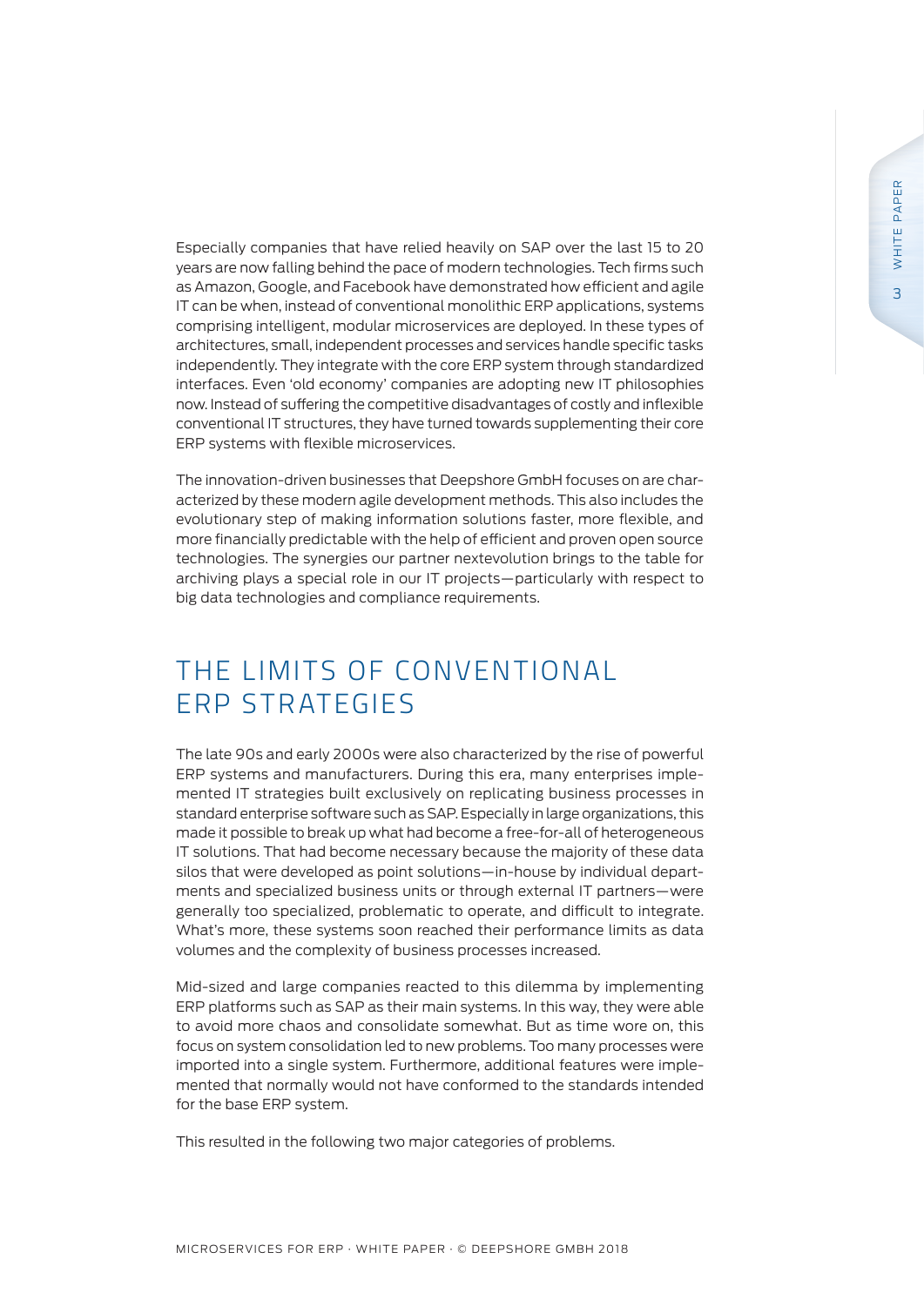Especially companies that have relied heavily on SAP over the last 15 to 20 years are now falling behind the pace of modern technologies. Tech firms such as Amazon, Google, and Facebook have demonstrated how efficient and agile IT can be when, instead of conventional monolithic ERP applications, systems comprising intelligent, modular microservices are deployed. In these types of architectures, small, independent processes and services handle specific tasks independently. They integrate with the core ERP system through standardized interfaces. Even 'old economy' companies are adopting new IT philosophies now. Instead of suffering the competitive disadvantages of costly and inflexible conventional IT structures, they have turned towards supplementing their core ERP systems with flexible microservices.

The innovation-driven businesses that Deepshore GmbH focuses on are characterized by these modern agile development methods. This also includes the evolutionary step of making information solutions faster, more flexible, and more financially predictable with the help of efficient and proven open source technologies. The synergies our partner nextevolution brings to the table for archiving plays a special role in our IT projects—particularly with respect to big data technologies and compliance requirements.

## THE LIMITS OF CONVENTIONAL ERP STRATEGIES

The late 90s and early 2000s were also characterized by the rise of powerful ERP systems and manufacturers. During this era, many enterprises implemented IT strategies built exclusively on replicating business processes in standard enterprise software such as SAP. Especially in large organizations, this made it possible to break up what had become a free-for-all of heterogeneous IT solutions. That had become necessary because the majority of these data silos that were developed as point solutions—in-house by individual departments and specialized business units or through external IT partners—were generally too specialized, problematic to operate, and difficult to integrate. What's more, these systems soon reached their performance limits as data volumes and the complexity of business processes increased.

Mid-sized and large companies reacted to this dilemma by implementing ERP platforms such as SAP as their main systems. In this way, they were able to avoid more chaos and consolidate somewhat. But as time wore on, this focus on system consolidation led to new problems. Too many processes were imported into a single system. Furthermore, additional features were implemented that normally would not have conformed to the standards intended for the base ERP system.

This resulted in the following two major categories of problems.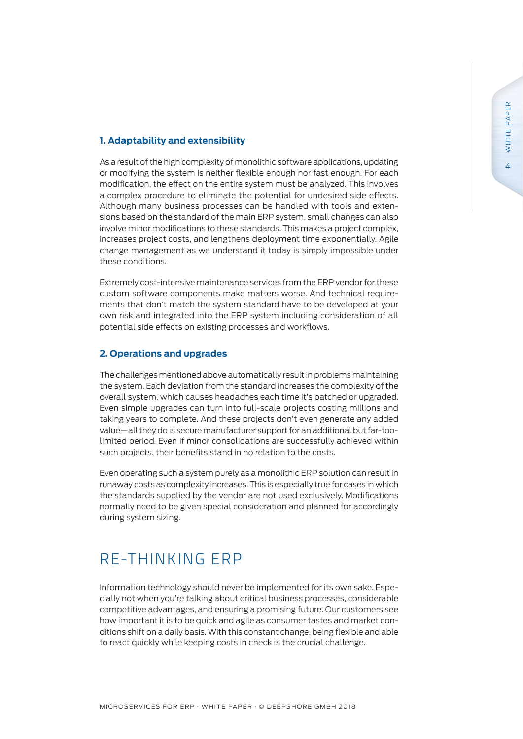### 1. Adaptability and extensibility

As a result of the high complexity of monolithic software applications, updating or modifying the system is neither flexible enough nor fast enough. For each modification, the effect on the entire system must be analyzed. This involves a complex procedure to eliminate the potential for undesired side effects. Although many business processes can be handled with tools and extensions based on the standard of the main ERP system, small changes can also involve minor modifications to these standards. This makes a project complex, increases project costs, and lengthens deployment time exponentially. Agile change management as we understand it today is simply impossible under these conditions.

Extremely cost-intensive maintenance services from the ERP vendor for these custom software components make matters worse. And technical requirements that don't match the system standard have to be developed at your own risk and integrated into the ERP system including consideration of all potential side effects on existing processes and workflows.

### 2. Operations and upgrades

The challenges mentioned above automatically result in problems maintaining the system. Each deviation from the standard increases the complexity of the overall system, which causes headaches each time it's patched or upgraded. Even simple upgrades can turn into full-scale projects costing millions and taking years to complete. And these projects don't even generate any added value—all they do is secure manufacturer support for an additional but far-too-limited period. Even if minor consolidations are successfully achieved within such projects, their benefits stand in no relation to the costs.

Even operating such a system purely as a monolithic ERP solution can result in runaway costs as complexity increases. This is especially true for cases in which the standards supplied by the vendor are not used exclusively. Modifications normally need to be given special consideration and planned for accordingly during system sizing.

## RE-THINKING ERP

Information technology should never be implemented for its own sake. Especially not when you're talking about critical business processes, considerable competitive advantages, and ensuring a promising future. Our customers see how important it is to be quick and agile as consumer tastes and market conditions shift on a daily basis. With this constant change, being flexible and able to react quickly while keeping costs in check is the crucial challenge.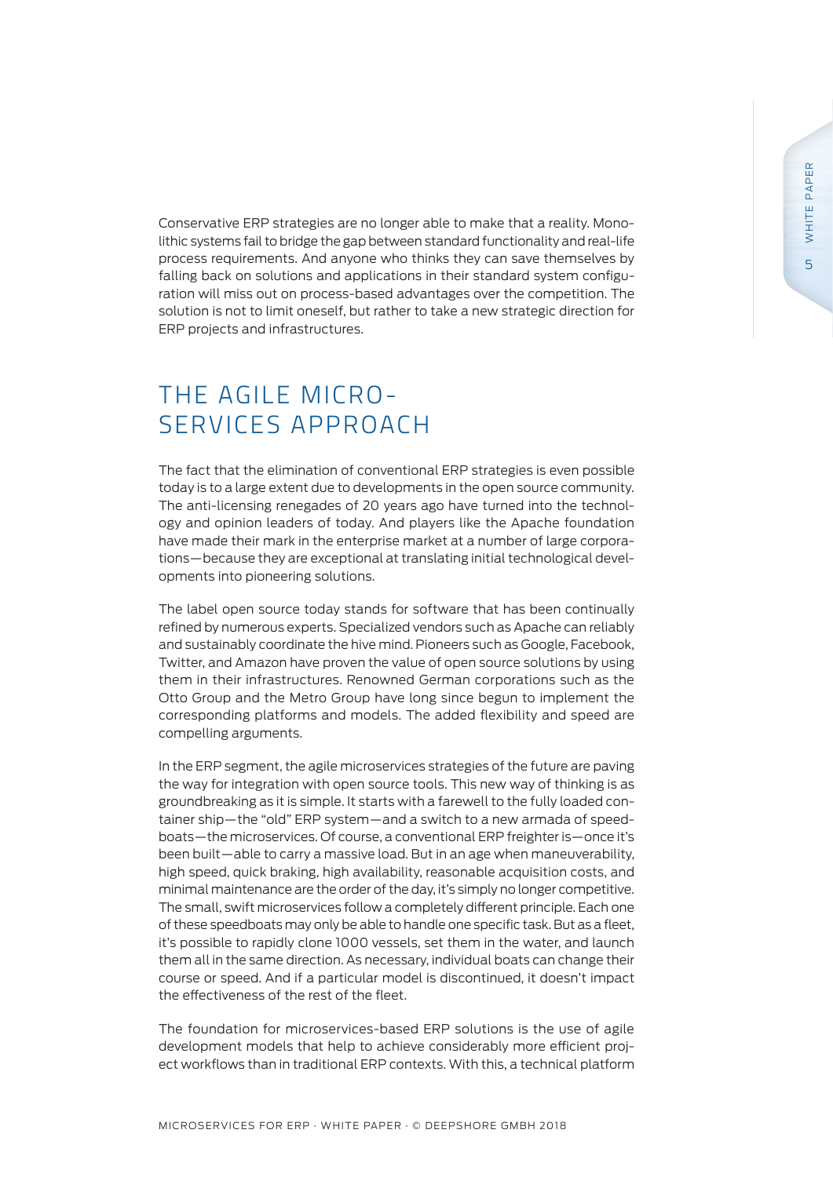Conservative ERP strategies are no longer able to make that a reality. Monolithic systems fail to bridge the gap between standard functionality and real-life process requirements. And anyone who thinks they can save themselves by falling back on solutions and applications in their standard system configuration will miss out on process-based advantages over the competition. The solution is not to limit oneself, but rather to take a new strategic direction for ERP projects and infrastructures.

## THE AGILE MICROSERVICES APPROACH

The fact that the elimination of conventional ERP strategies is even possible today is to a large extent due to developments in the open source community. The anti-licensing renegades of 20 years ago have turned into the technology and opinion leaders of today. And players like the Apache foundation have made their mark in the enterprise market at a number of large corporations—because they are exceptional at translating initial technological developments into pioneering solutions.

The label open source today stands for software that has been continually refined by numerous experts. Specialized vendors such as Apache can reliably and sustainably coordinate the hive mind. Pioneers such as Google, Facebook, Twitter, and Amazon have proven the value of open source solutions by using them in their infrastructures. Renowned German corporations such as the Otto Group and the Metro Group have long since begun to implement the corresponding platforms and models. The added flexibility and speed are compelling arguments.

In the ERP segment, the agile microservices strategies of the future are paving the way for integration with open source tools. This new way of thinking is as groundbreaking as it is simple. It starts with a farewell to the fully loaded container ship—the "old" ERP system—and a switch to a new armada of speedboats—the microservices. Of course, a conventional ERP freighter is—once it's been built—able to carry a massive load. But in an age when maneuverability, high speed, quick braking, high availability, reasonable acquisition costs, and minimal maintenance are the order of the day, it's simply no longer competitive. The small, swift microservices follow a completely different principle. Each one of these speedboats may only be able to handle one specific task. But as a fleet, it's possible to rapidly clone 1000 vessels, set them in the water, and launch them all in the same direction. As necessary, individual boats can change their course or speed. And if a particular model is discontinued, it doesn't impact the effectiveness of the rest of the fleet.

The foundation for microservices-based ERP solutions is the use of agile development models that help to achieve considerably more efficient project workflows than in traditional ERP contexts. With this, a technical platform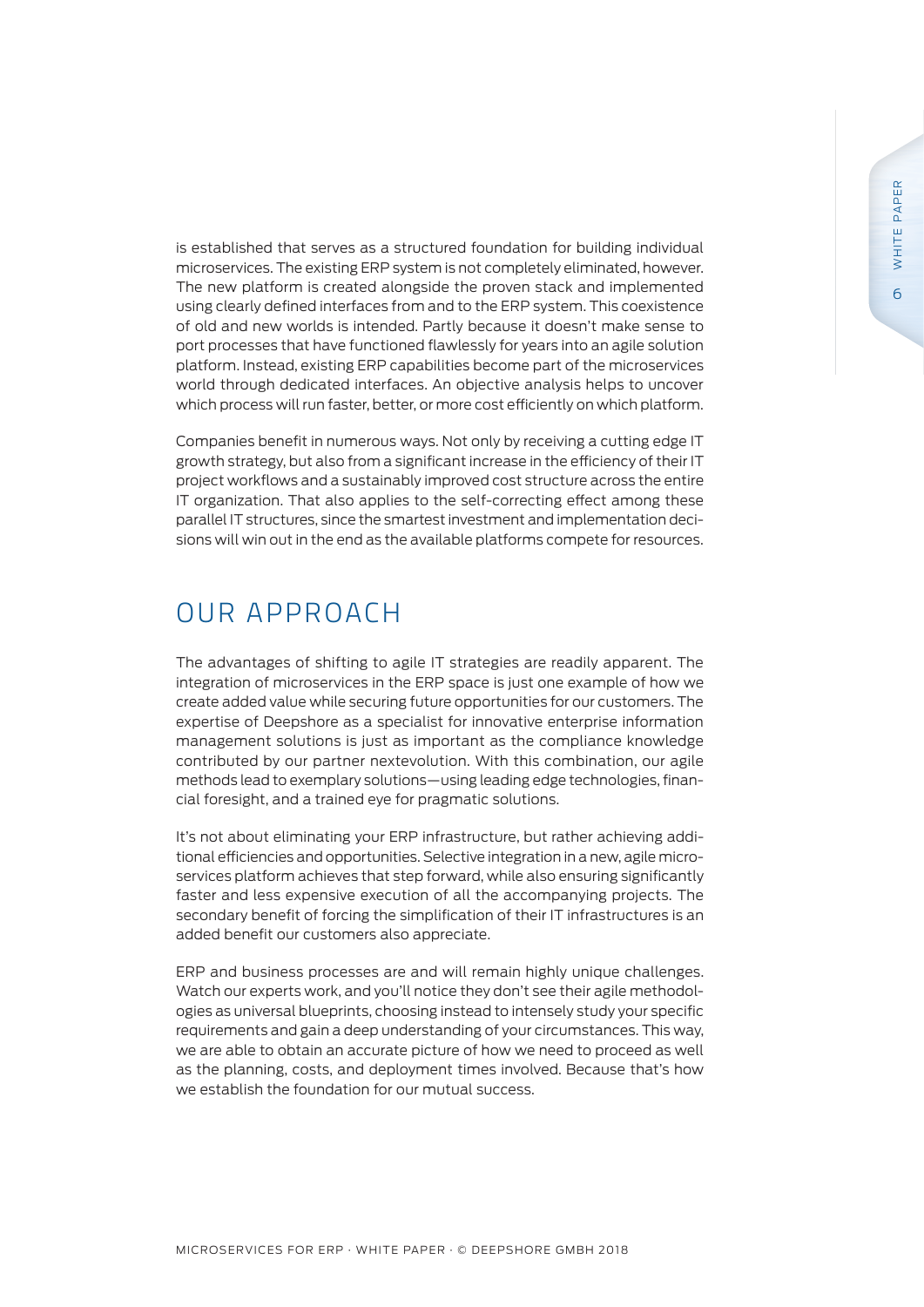is established that serves as a structured foundation for building individual microservices. The existing ERP system is not completely eliminated, however. The new platform is created alongside the proven stack and implemented using clearly defined interfaces from and to the ERP system. This coexistence of old and new worlds is intended. Partly because it doesn't make sense to port processes that have functioned flawlessly for years into an agile solution platform. Instead, existing ERP capabilities become part of the microservices world through dedicated interfaces. An objective analysis helps to uncover which process will run faster, better, or more cost efficiently on which platform.

Companies benefit in numerous ways. Not only by receiving a cutting edge IT growth strategy, but also from a significant increase in the efficiency of their IT project workflows and a sustainably improved cost structure across the entire IT organization. That also applies to the self-correcting effect among these parallel IT structures, since the smartest investment and implementation decisions will win out in the end as the available platforms compete for resources.

## OUR APPROACH

The advantages of shifting to agile IT strategies are readily apparent. The integration of microservices in the ERP space is just one example of how we create added value while securing future opportunities for our customers. The expertise of Deepshore as a specialist for innovative enterprise information management solutions is just as important as the compliance knowledge contributed by our partner nextevolution. With this combination, our agile methods lead to exemplary solutions—using leading edge technologies, financial foresight, and a trained eye for pragmatic solutions.

It's not about eliminating your ERP infrastructure, but rather achieving additional efficiencies and opportunities. Selective integration in a new, agile microservices platform achieves that step forward, while also ensuring significantly faster and less expensive execution of all the accompanying projects. The secondary benefit of forcing the simplification of their IT infrastructures is an added benefit our customers also appreciate.

ERP and business processes are and will remain highly unique challenges. Watch our experts work, and you'll notice they don't see their agile methodologies as universal blueprints, choosing instead to intensely study your specific requirements and gain a deep understanding of your circumstances. This way, we are able to obtain an accurate picture of how we need to proceed as well as the planning, costs, and deployment times involved. Because that's how we establish the foundation for our mutual success.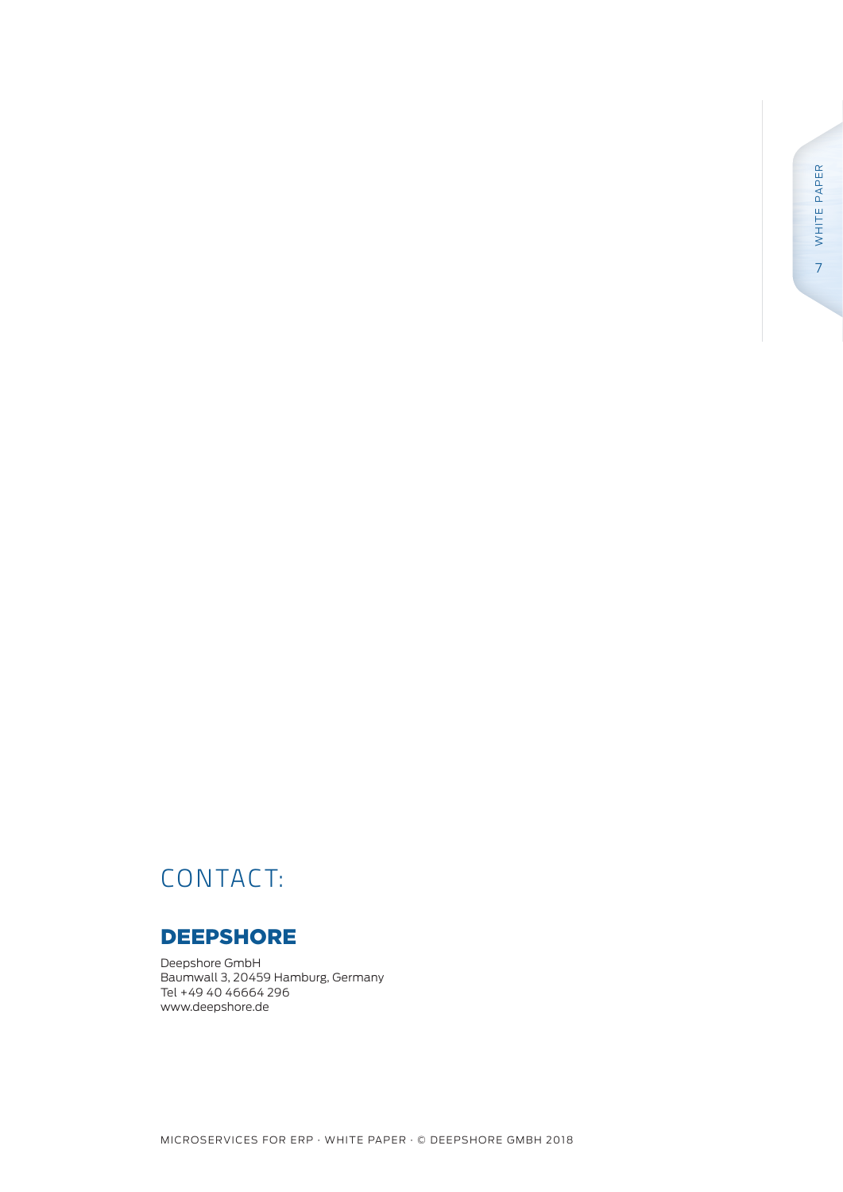## CONTACT:

**DEEPSHORE**

Deepshore GmbH
Baumwall 3, 20459 Hamburg, Germany
Tel +49 40 46664 296
www.deepshore.de